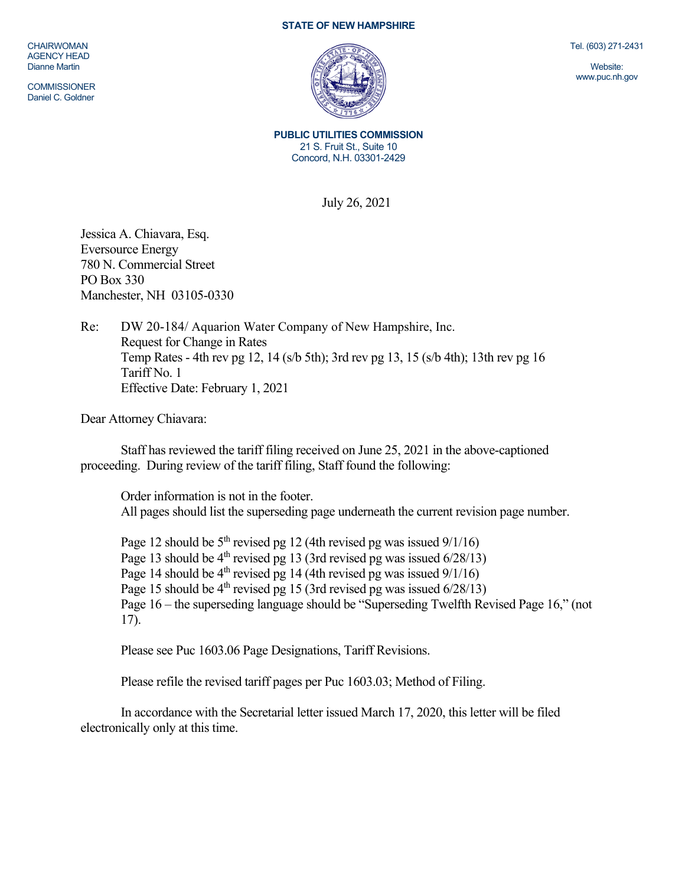CHAIRWOMAN
AGENCY HEAD
Dianne Martin

COMMISSIONER
Daniel C. Goldner

**STATE OF NEW HAMPSHIRE**

**PUBLIC UTILITIES COMMISSION**
21 S. Fruit St., Suite 10
Concord, N.H. 03301-2429

Tel. (603) 271-2431

Website:
www.puc.nh.gov

July 26, 2021

Jessica A. Chiavara, Esq.
Eversource Energy
780 N. Commercial Street
PO Box 330
Manchester, NH 03105-0330

Re: DW 20-184/ Aquarion Water Company of New Hampshire, Inc.
Request for Change in Rates
Temp Rates - 4th rev pg 12, 14 (s/b 5th); 3rd rev pg 13, 15 (s/b 4th); 13th rev pg 16
Tariff No. 1
Effective Date: February 1, 2021

Dear Attorney Chiavara:

Staff has reviewed the tariff filing received on June 25, 2021 in the above-captioned proceeding. During review of the tariff filing, Staff found the following:

Order information is not in the footer.
All pages should list the superseding page underneath the current revision page number.

Page 12 should be 5th revised pg 12 (4th revised pg was issued 9/1/16)
Page 13 should be 4th revised pg 13 (3rd revised pg was issued 6/28/13)
Page 14 should be 4th revised pg 14 (4th revised pg was issued 9/1/16)
Page 15 should be 4th revised pg 15 (3rd revised pg was issued 6/28/13)
Page 16 – the superseding language should be "Superseding Twelfth Revised Page 16," (not 17).

Please see Puc 1603.06 Page Designations, Tariff Revisions.

Please refile the revised tariff pages per Puc 1603.03; Method of Filing.

In accordance with the Secretarial letter issued March 17, 2020, this letter will be filed electronically only at this time.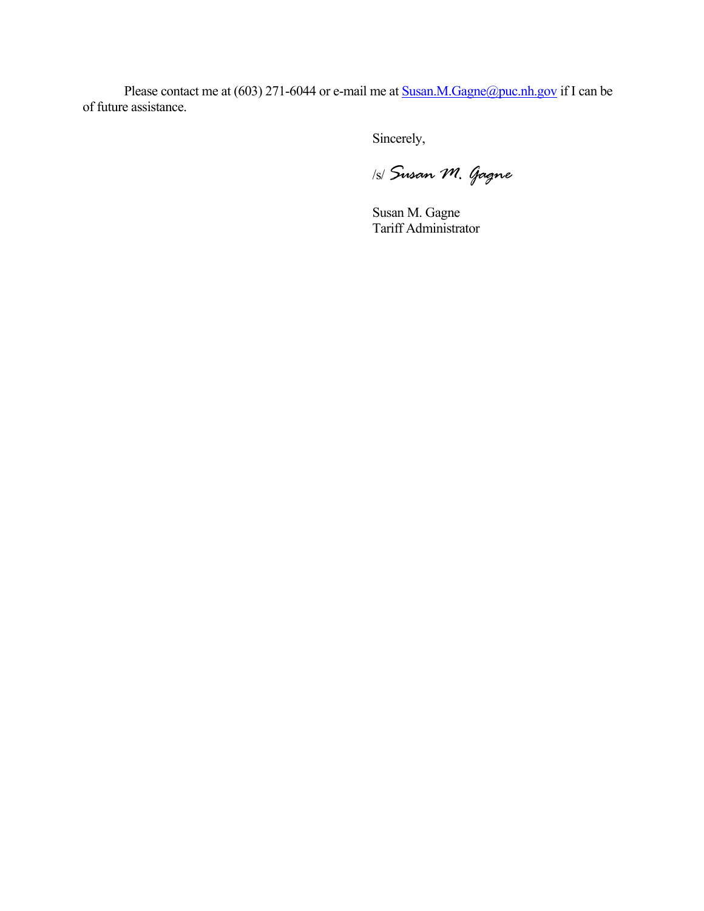Please contact me at (603) 271-6044 or e-mail me at Susan.M.Gagne@puc.nh.gov if I can be of future assistance.

Sincerely,

/s/ *Susan M. Gagne*

Susan M. Gagne
Tariff Administrator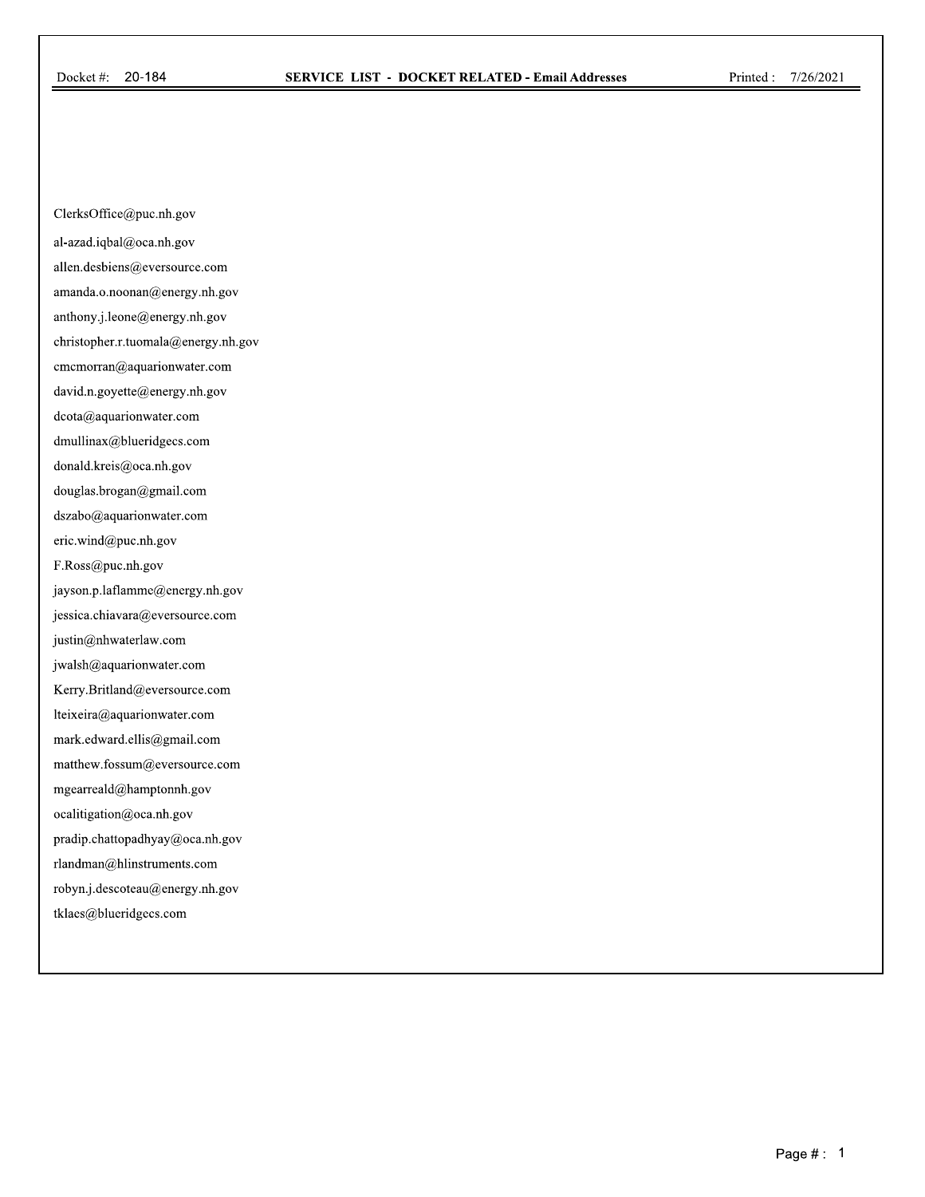Docket #: 20-184 **SERVICE LIST - DOCKET RELATED - Email Addresses** Printed : 7/26/2021

ClerksOffice@puc.nh.gov

al-azad.iqbal@oca.nh.gov

allen.desbiens@eversource.com

amanda.o.noonan@energy.nh.gov

anthony.j.leone@energy.nh.gov

christopher.r.tuomala@energy.nh.gov

cmcmorran@aquarionwater.com

david.n.goyette@energy.nh.gov

dcota@aquarionwater.com

dmullinax@blueridgecs.com

donald.kreis@oca.nh.gov

douglas.brogan@gmail.com

dszabo@aquarionwater.com

eric.wind@puc.nh.gov

F.Ross@puc.nh.gov

jayson.p.laflamme@energy.nh.gov

jessica.chiavara@eversource.com

justin@nhwaterlaw.com

jwalsh@aquarionwater.com

Kerry.Britland@eversource.com

lteixeira@aquarionwater.com

mark.edward.ellis@gmail.com

matthew.fossum@eversource.com

mgearreald@hamptonnh.gov

ocalitigation@oca.nh.gov

pradip.chattopadhyay@oca.nh.gov

rlandman@hlinstruments.com

robyn.j.descoteau@energy.nh.gov

tklaes@blueridgecs.com